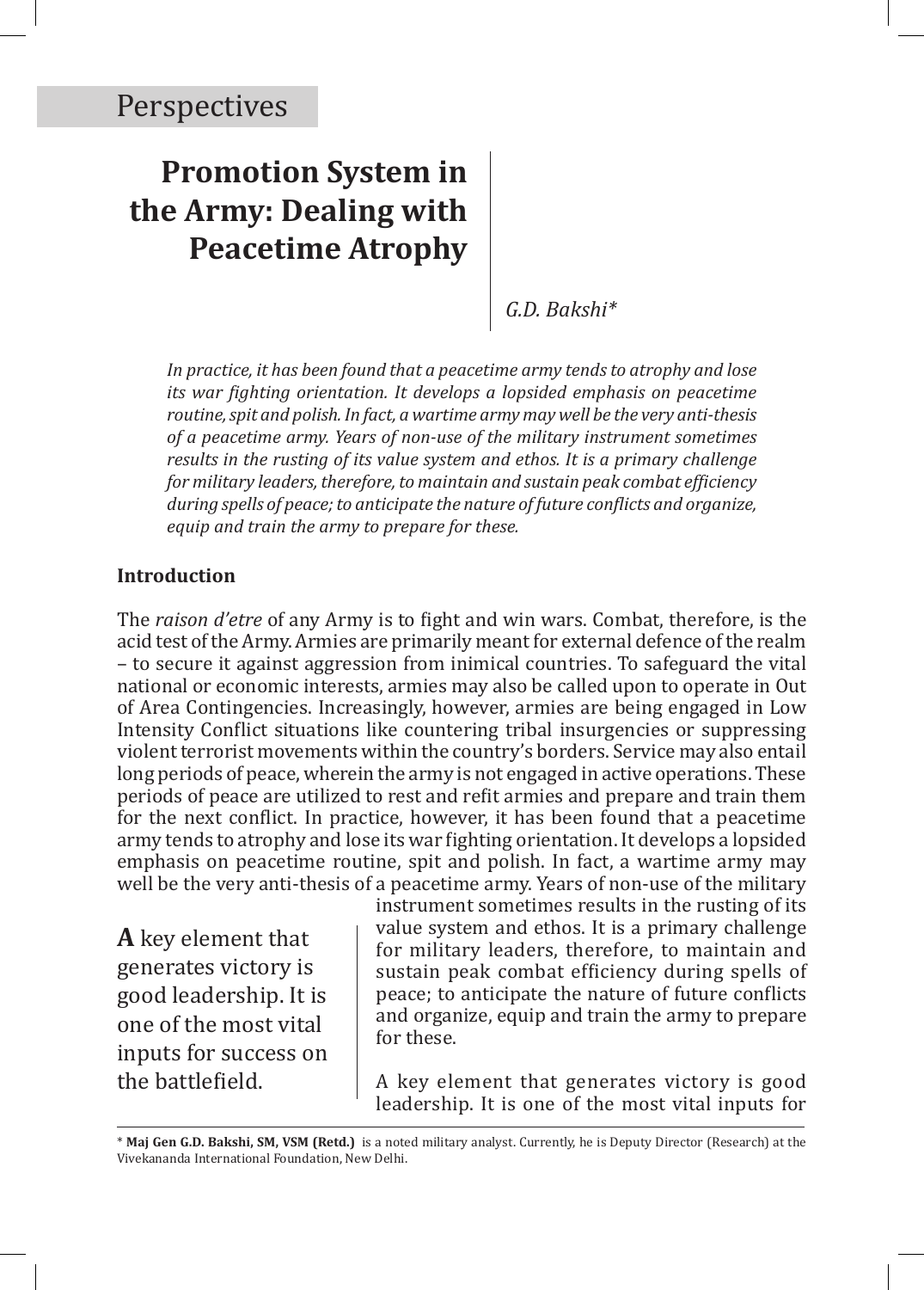Perspectives

# Promotion System in the Army: Dealing with Peacetime Atrophy

*G.D. Bakshi**

*In practice, it has been found that a peacetime army tends to atrophy and lose its war fighting orientation. It develops a lopsided emphasis on peacetime routine, spit and polish. In fact, a wartime army may well be the very anti-thesis of a peacetime army. Years of non-use of the military instrument sometimes results in the rusting of its value system and ethos. It is a primary challenge for military leaders, therefore, to maintain and sustain peak combat efficiency during spells of peace; to anticipate the nature of future conflicts and organize, equip and train the army to prepare for these.*

### Introduction

The *raison d'etre* of any Army is to fight and win wars. Combat, therefore, is the acid test of the Army. Armies are primarily meant for external defence of the realm – to secure it against aggression from inimical countries. To safeguard the vital national or economic interests, armies may also be called upon to operate in Out of Area Contingencies. Increasingly, however, armies are being engaged in Low Intensity Conflict situations like countering tribal insurgencies or suppressing violent terrorist movements within the country's borders. Service may also entail long periods of peace, wherein the army is not engaged in active operations. These periods of peace are utilized to rest and refit armies and prepare and train them for the next conflict. In practice, however, it has been found that a peacetime army tends to atrophy and lose its war fighting orientation. It develops a lopsided emphasis on peacetime routine, spit and polish. In fact, a wartime army may well be the very anti-thesis of a peacetime army. Years of non-use of the military instrument sometimes results in the rusting of its value system and ethos. It is a primary challenge for military leaders, therefore, to maintain and sustain peak combat efficiency during spells of peace; to anticipate the nature of future conflicts and organize, equip and train the army to prepare for these.

> **A** key element that generates victory is good leadership. It is one of the most vital inputs for success on the battlefield.

A key element that generates victory is good leadership. It is one of the most vital inputs for

\* **Maj Gen G.D. Bakshi, SM, VSM (Retd.)** is a noted military analyst. Currently, he is Deputy Director (Research) at the Vivekananda International Foundation, New Delhi.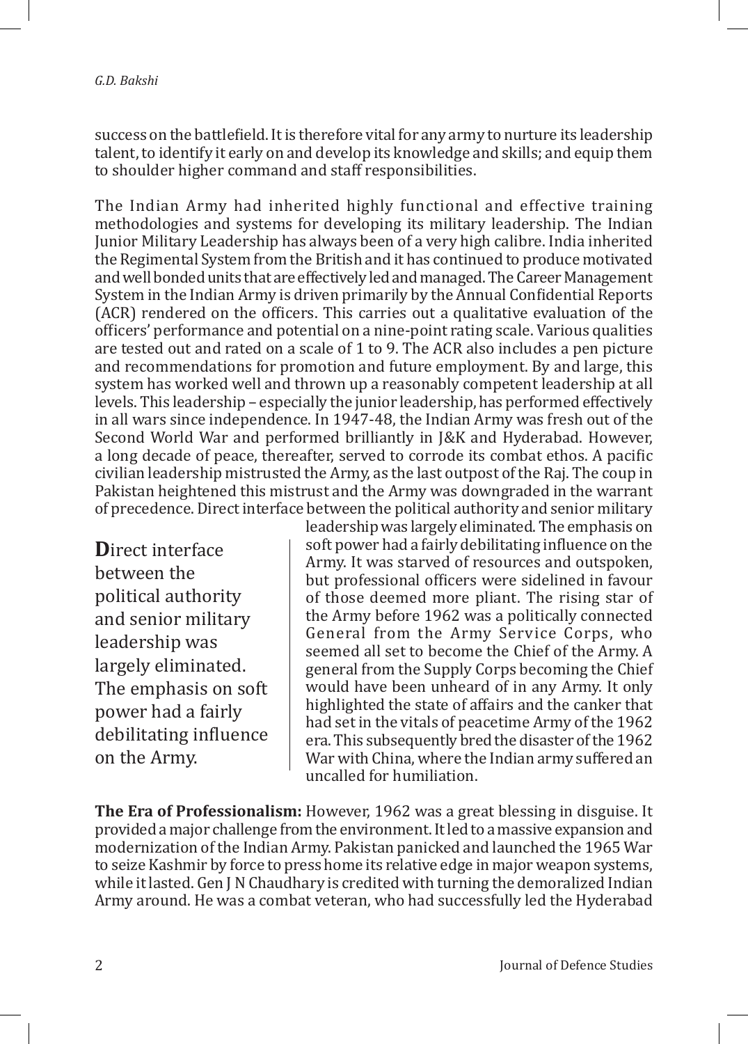success on the battlefield. It is therefore vital for any army to nurture its leadership talent, to identify it early on and develop its knowledge and skills; and equip them to shoulder higher command and staff responsibilities.

The Indian Army had inherited highly functional and effective training methodologies and systems for developing its military leadership. The Indian Junior Military Leadership has always been of a very high calibre. India inherited the Regimental System from the British and it has continued to produce motivated and well bonded units that are effectively led and managed. The Career Management System in the Indian Army is driven primarily by the Annual Confidential Reports (ACR) rendered on the officers. This carries out a qualitative evaluation of the officers' performance and potential on a nine-point rating scale. Various qualities are tested out and rated on a scale of 1 to 9. The ACR also includes a pen picture and recommendations for promotion and future employment. By and large, this system has worked well and thrown up a reasonably competent leadership at all levels. This leadership – especially the junior leadership, has performed effectively in all wars since independence. In 1947-48, the Indian Army was fresh out of the Second World War and performed brilliantly in J&K and Hyderabad. However, a long decade of peace, thereafter, served to corrode its combat ethos. A pacific civilian leadership mistrusted the Army, as the last outpost of the Raj. The coup in Pakistan heightened this mistrust and the Army was downgraded in the warrant of precedence. Direct interface between the political authority and senior military leadership was largely eliminated. The emphasis on soft power had a fairly debilitating influence on the Army. It was starved of resources and outspoken, but professional officers were sidelined in favour of those deemed more pliant. The rising star of the Army before 1962 was a politically connected General from the Army Service Corps, who seemed all set to become the Chief of the Army. A general from the Supply Corps becoming the Chief would have been unheard of in any Army. It only highlighted the state of affairs and the canker that had set in the vitals of peacetime Army of the 1962 era. This subsequently bred the disaster of the 1962 War with China, where the Indian army suffered an uncalled for humiliation.

> Direct interface between the political authority and senior military leadership was largely eliminated. The emphasis on soft power had a fairly debilitating influence on the Army.

**The Era of Professionalism:** However, 1962 was a great blessing in disguise. It provided a major challenge from the environment. It led to a massive expansion and modernization of the Indian Army. Pakistan panicked and launched the 1965 War to seize Kashmir by force to press home its relative edge in major weapon systems, while it lasted. Gen J N Chaudhary is credited with turning the demoralized Indian Army around. He was a combat veteran, who had successfully led the Hyderabad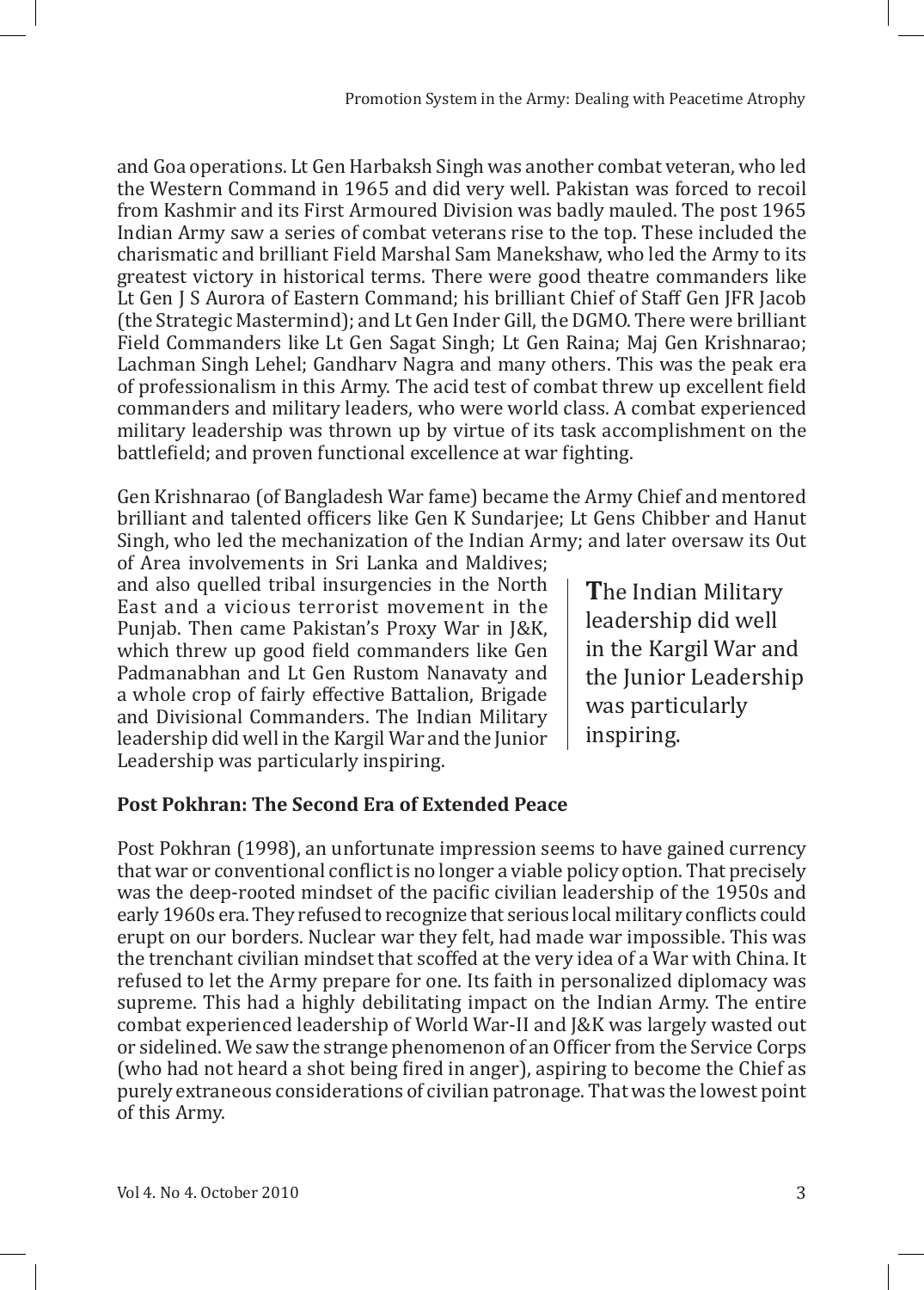and Goa operations. Lt Gen Harbaksh Singh was another combat veteran, who led the Western Command in 1965 and did very well. Pakistan was forced to recoil from Kashmir and its First Armoured Division was badly mauled. The post 1965 Indian Army saw a series of combat veterans rise to the top. These included the charismatic and brilliant Field Marshal Sam Manekshaw, who led the Army to its greatest victory in historical terms. There were good theatre commanders like Lt Gen J S Aurora of Eastern Command; his brilliant Chief of Staff Gen JFR Jacob (the Strategic Mastermind); and Lt Gen Inder Gill, the DGMO. There were brilliant Field Commanders like Lt Gen Sagat Singh; Lt Gen Raina; Maj Gen Krishnarao; Lachman Singh Lehel; Gandharv Nagra and many others. This was the peak era of professionalism in this Army. The acid test of combat threw up excellent field commanders and military leaders, who were world class. A combat experienced military leadership was thrown up by virtue of its task accomplishment on the battlefield; and proven functional excellence at war fighting.

Gen Krishnarao (of Bangladesh War fame) became the Army Chief and mentored brilliant and talented officers like Gen K Sundarjee; Lt Gens Chibber and Hanut Singh, who led the mechanization of the Indian Army; and later oversaw its Out of Area involvements in Sri Lanka and Maldives; and also quelled tribal insurgencies in the North East and a vicious terrorist movement in the Punjab. Then came Pakistan's Proxy War in J&K, which threw up good field commanders like Gen Padmanabhan and Lt Gen Rustom Nanavaty and a whole crop of fairly effective Battalion, Brigade and Divisional Commanders. The Indian Military leadership did well in the Kargil War and the Junior Leadership was particularly inspiring.

> **T**he Indian Military leadership did well in the Kargil War and the Junior Leadership was particularly inspiring.

**Post Pokhran: The Second Era of Extended Peace**

Post Pokhran (1998), an unfortunate impression seems to have gained currency that war or conventional conflict is no longer a viable policy option. That precisely was the deep-rooted mindset of the pacific civilian leadership of the 1950s and early 1960s era. They refused to recognize that serious local military conflicts could erupt on our borders. Nuclear war they felt, had made war impossible. This was the trenchant civilian mindset that scoffed at the very idea of a War with China. It refused to let the Army prepare for one. Its faith in personalized diplomacy was supreme. This had a highly debilitating impact on the Indian Army. The entire combat experienced leadership of World War-II and J&K was largely wasted out or sidelined. We saw the strange phenomenon of an Officer from the Service Corps (who had not heard a shot being fired in anger), aspiring to become the Chief as purely extraneous considerations of civilian patronage. That was the lowest point of this Army.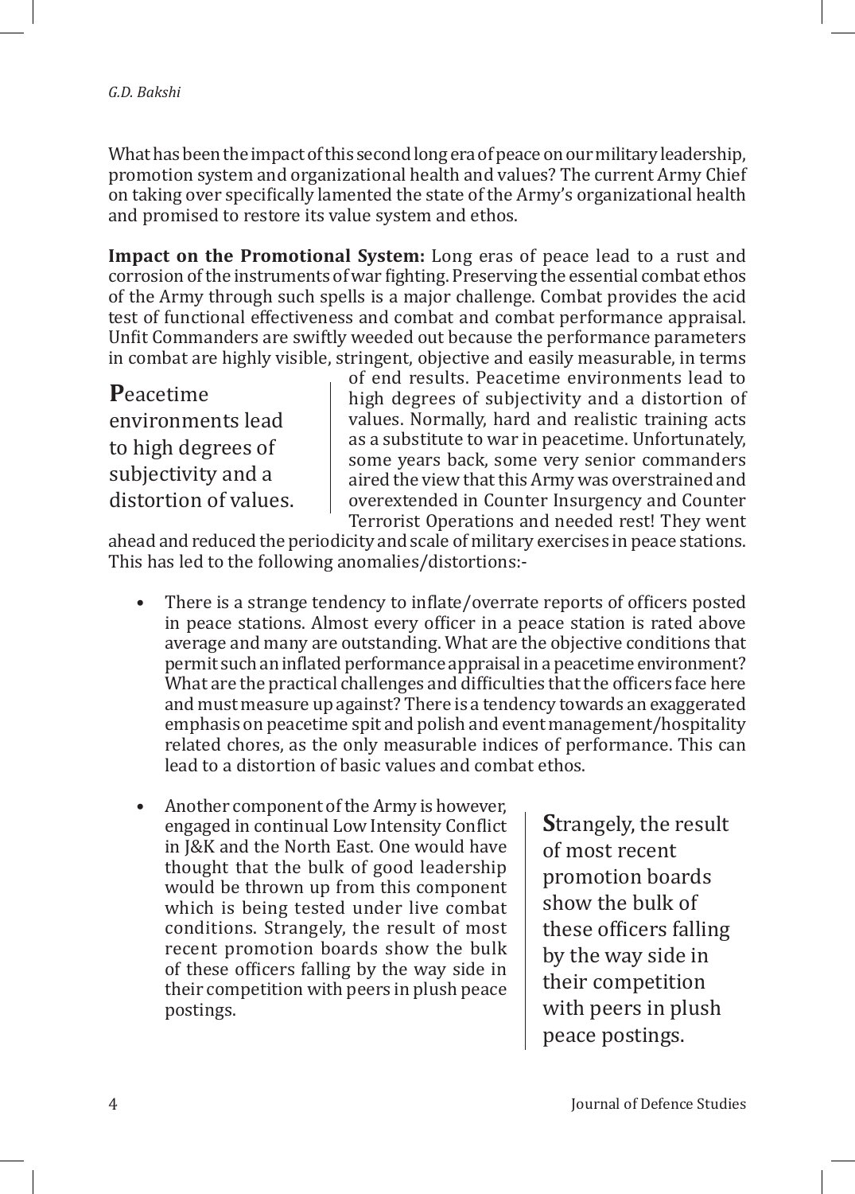What has been the impact of this second long era of peace on our military leadership, promotion system and organizational health and values? The current Army Chief on taking over specifically lamented the state of the Army's organizational health and promised to restore its value system and ethos.

**Impact on the Promotional System:** Long eras of peace lead to a rust and corrosion of the instruments of war fighting. Preserving the essential combat ethos of the Army through such spells is a major challenge. Combat provides the acid test of functional effectiveness and combat and combat performance appraisal. Unfit Commanders are swiftly weeded out because the performance parameters in combat are highly visible, stringent, objective and easily measurable, in terms of end results. Peacetime environments lead to high degrees of subjectivity and a distortion of values. Normally, hard and realistic training acts as a substitute to war in peacetime. Unfortunately, some years back, some very senior commanders aired the view that this Army was overstrained and overextended in Counter Insurgency and Counter Terrorist Operations and needed rest! They went ahead and reduced the periodicity and scale of military exercises in peace stations. This has led to the following anomalies/distortions:-

- There is a strange tendency to inflate/overrate reports of officers posted in peace stations. Almost every officer in a peace station is rated above average and many are outstanding. What are the objective conditions that permit such an inflated performance appraisal in a peacetime environment? What are the practical challenges and difficulties that the officers face here and must measure up against? There is a tendency towards an exaggerated emphasis on peacetime spit and polish and event management/hospitality related chores, as the only measurable indices of performance. This can lead to a distortion of basic values and combat ethos.

- Another component of the Army is however, engaged in continual Low Intensity Conflict in J&K and the North East. One would have thought that the bulk of good leadership would be thrown up from this component which is being tested under live combat conditions. Strangely, the result of most recent promotion boards show the bulk of these officers falling by the way side in their competition with peers in plush peace postings.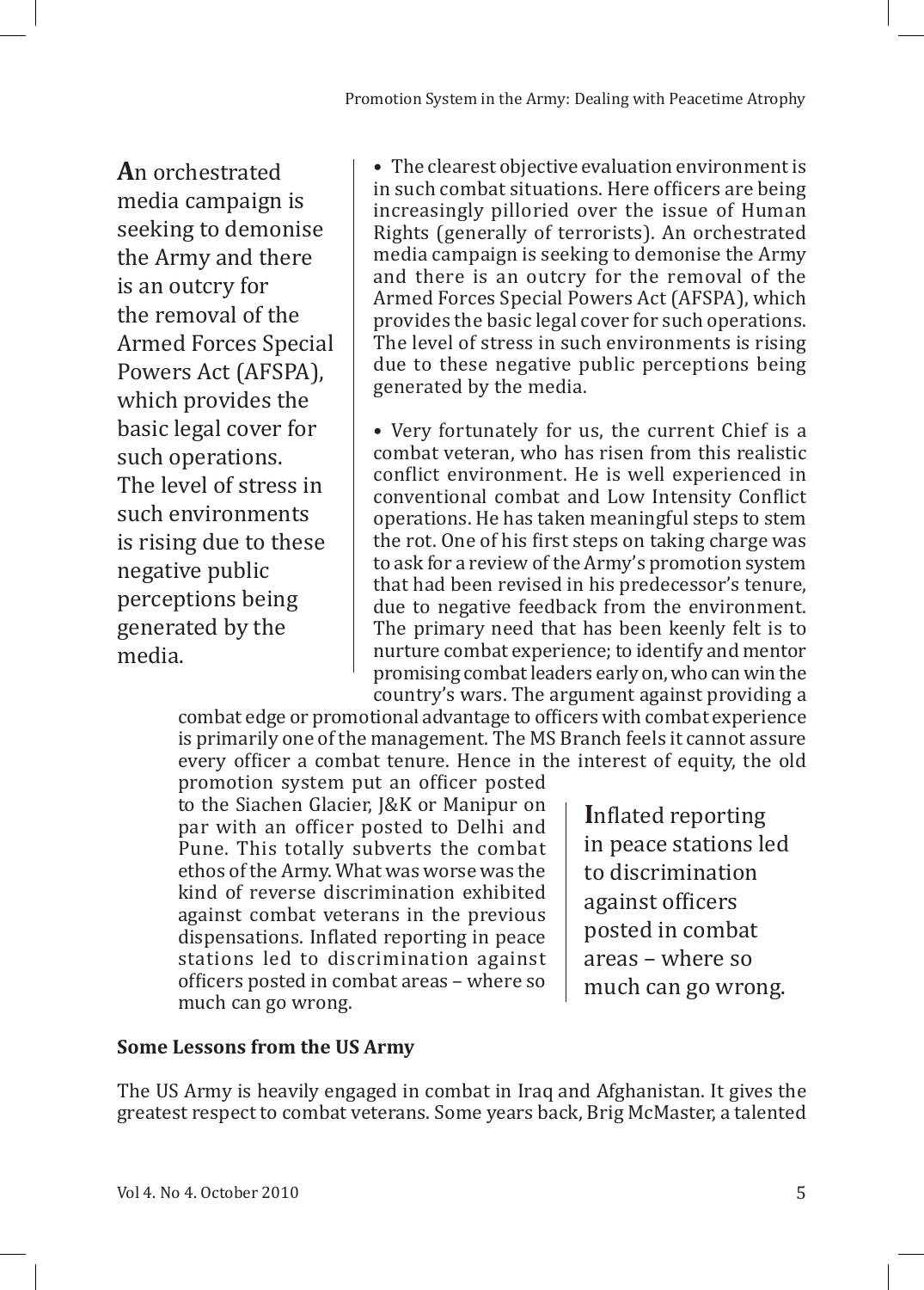**A**n orchestrated media campaign is seeking to demonise the Army and there is an outcry for the removal of the Armed Forces Special Powers Act (AFSPA), which provides the basic legal cover for such operations. The level of stress in such environments is rising due to these negative public perceptions being generated by the media.

- The clearest objective evaluation environment is in such combat situations. Here officers are being increasingly pilloried over the issue of Human Rights (generally of terrorists). An orchestrated media campaign is seeking to demonise the Army and there is an outcry for the removal of the Armed Forces Special Powers Act (AFSPA), which provides the basic legal cover for such operations. The level of stress in such environments is rising due to these negative public perceptions being generated by the media.

- Very fortunately for us, the current Chief is a combat veteran, who has risen from this realistic conflict environment. He is well experienced in conventional combat and Low Intensity Conflict operations. He has taken meaningful steps to stem the rot. One of his first steps on taking charge was to ask for a review of the Army's promotion system that had been revised in his predecessor's tenure, due to negative feedback from the environment. The primary need that has been keenly felt is to nurture combat experience; to identify and mentor promising combat leaders early on, who can win the country's wars. The argument against providing a combat edge or promotional advantage to officers with combat experience is primarily one of the management. The MS Branch feels it cannot assure every officer a combat tenure. Hence in the interest of equity, the old promotion system put an officer posted to the Siachen Glacier, J&K or Manipur on par with an officer posted to Delhi and Pune. This totally subverts the combat ethos of the Army. What was worse was the kind of reverse discrimination exhibited against combat veterans in the previous dispensations. Inflated reporting in peace stations led to discrimination against officers posted in combat areas – where so much can go wrong.

**I**nflated reporting in peace stations led to discrimination against officers posted in combat areas – where so much can go wrong.

**Some Lessons from the US Army**

The US Army is heavily engaged in combat in Iraq and Afghanistan. It gives the greatest respect to combat veterans. Some years back, Brig McMaster, a talented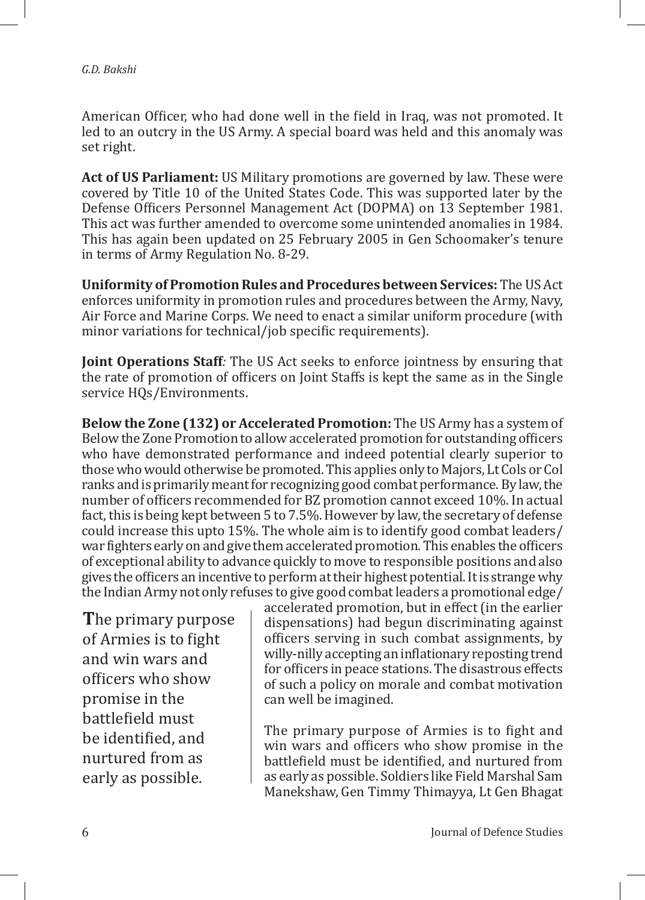American Officer, who had done well in the field in Iraq, was not promoted. It led to an outcry in the US Army. A special board was held and this anomaly was set right.

**Act of US Parliament:** US Military promotions are governed by law. These were covered by Title 10 of the United States Code. This was supported later by the Defense Officers Personnel Management Act (DOPMA) on 13 September 1981. This act was further amended to overcome some unintended anomalies in 1984. This has again been updated on 25 February 2005 in Gen Schoomaker's tenure in terms of Army Regulation No. 8-29.

**Uniformity of Promotion Rules and Procedures between Services:** The US Act enforces uniformity in promotion rules and procedures between the Army, Navy, Air Force and Marine Corps. We need to enact a similar uniform procedure (with minor variations for technical/job specific requirements).

**Joint Operations Staff***:* The US Act seeks to enforce jointness by ensuring that the rate of promotion of officers on Joint Staffs is kept the same as in the Single service HQs/Environments.

**Below the Zone (132) or Accelerated Promotion:** The US Army has a system of Below the Zone Promotion to allow accelerated promotion for outstanding officers who have demonstrated performance and indeed potential clearly superior to those who would otherwise be promoted. This applies only to Majors, Lt Cols or Col ranks and is primarily meant for recognizing good combat performance. By law, the number of officers recommended for BZ promotion cannot exceed 10%. In actual fact, this is being kept between 5 to 7.5%. However by law, the secretary of defense could increase this upto 15%. The whole aim is to identify good combat leaders/war fighters early on and give them accelerated promotion. This enables the officers of exceptional ability to advance quickly to move to responsible positions and also gives the officers an incentive to perform at their highest potential. It is strange why the Indian Army not only refuses to give good combat leaders a promotional edge/accelerated promotion, but in effect (in the earlier dispensations) had begun discriminating against officers serving in such combat assignments, by willy-nilly accepting an inflationary reposting trend for officers in peace stations. The disastrous effects of such a policy on morale and combat motivation can well be imagined.

> The primary purpose of Armies is to fight and win wars and officers who show promise in the battlefield must be identified, and nurtured from as early as possible.

The primary purpose of Armies is to fight and win wars and officers who show promise in the battlefield must be identified, and nurtured from as early as possible. Soldiers like Field Marshal Sam Manekshaw, Gen Timmy Thimayya, Lt Gen Bhagat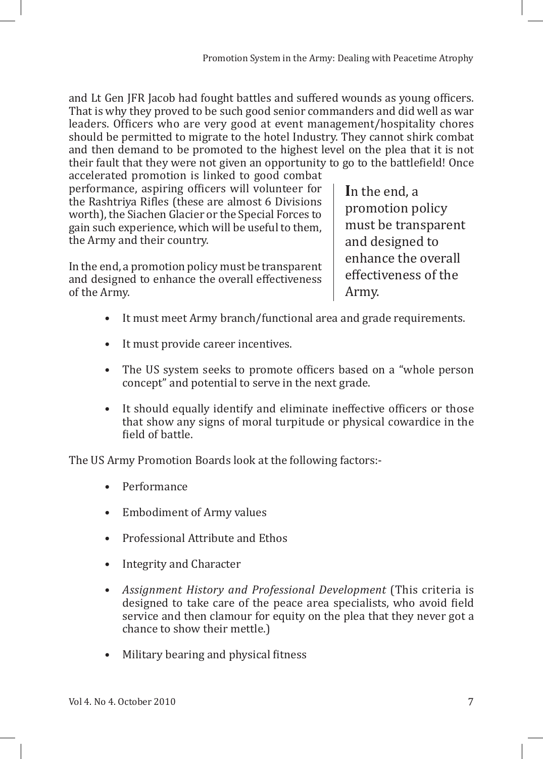and Lt Gen JFR Jacob had fought battles and suffered wounds as young officers. That is why they proved to be such good senior commanders and did well as war leaders. Officers who are very good at event management/hospitality chores should be permitted to migrate to the hotel Industry. They cannot shirk combat and then demand to be promoted to the highest level on the plea that it is not their fault that they were not given an opportunity to go to the battlefield! Once accelerated promotion is linked to good combat performance, aspiring officers will volunteer for the Rashtriya Rifles (these are almost 6 Divisions worth), the Siachen Glacier or the Special Forces to gain such experience, which will be useful to them, the Army and their country.

> In the end, a promotion policy must be transparent and designed to enhance the overall effectiveness of the Army.

In the end, a promotion policy must be transparent and designed to enhance the overall effectiveness of the Army.

- It must meet Army branch/functional area and grade requirements.
- It must provide career incentives.
- The US system seeks to promote officers based on a "whole person concept" and potential to serve in the next grade.
- It should equally identify and eliminate ineffective officers or those that show any signs of moral turpitude or physical cowardice in the field of battle.

The US Army Promotion Boards look at the following factors:-

- Performance
- Embodiment of Army values
- Professional Attribute and Ethos
- Integrity and Character
- *Assignment History and Professional Development* (This criteria is designed to take care of the peace area specialists, who avoid field service and then clamour for equity on the plea that they never got a chance to show their mettle.)
- Military bearing and physical fitness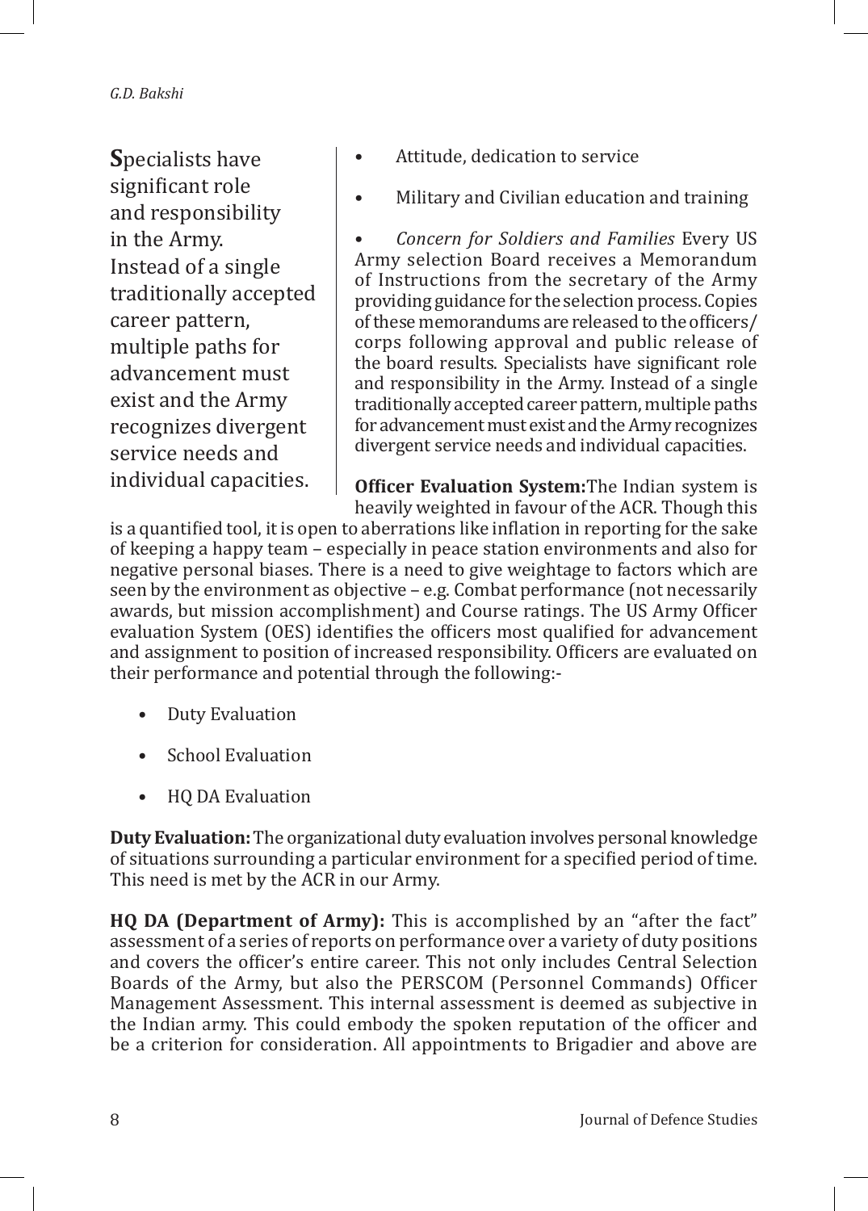**Specialists have significant role and responsibility in the Army. Instead of a single traditionally accepted career pattern, multiple paths for advancement must exist and the Army recognizes divergent service needs and individual capacities.**

- Attitude, dedication to service
- Military and Civilian education and training
- *Concern for Soldiers and Families* Every US Army selection Board receives a Memorandum of Instructions from the secretary of the Army providing guidance for the selection process. Copies of these memorandums are released to the officers/corps following approval and public release of the board results. Specialists have significant role and responsibility in the Army. Instead of a single traditionally accepted career pattern, multiple paths for advancement must exist and the Army recognizes divergent service needs and individual capacities.

**Officer Evaluation System:**The Indian system is heavily weighted in favour of the ACR. Though this is a quantified tool, it is open to aberrations like inflation in reporting for the sake of keeping a happy team – especially in peace station environments and also for negative personal biases. There is a need to give weightage to factors which are seen by the environment as objective – e.g. Combat performance (not necessarily awards, but mission accomplishment) and Course ratings. The US Army Officer evaluation System (OES) identifies the officers most qualified for advancement and assignment to position of increased responsibility. Officers are evaluated on their performance and potential through the following:-

- Duty Evaluation
- School Evaluation
- HQ DA Evaluation

**Duty Evaluation:** The organizational duty evaluation involves personal knowledge of situations surrounding a particular environment for a specified period of time. This need is met by the ACR in our Army.

**HQ DA (Department of Army):** This is accomplished by an "after the fact" assessment of a series of reports on performance over a variety of duty positions and covers the officer's entire career. This not only includes Central Selection Boards of the Army, but also the PERSCOM (Personnel Commands) Officer Management Assessment. This internal assessment is deemed as subjective in the Indian army. This could embody the spoken reputation of the officer and be a criterion for consideration. All appointments to Brigadier and above are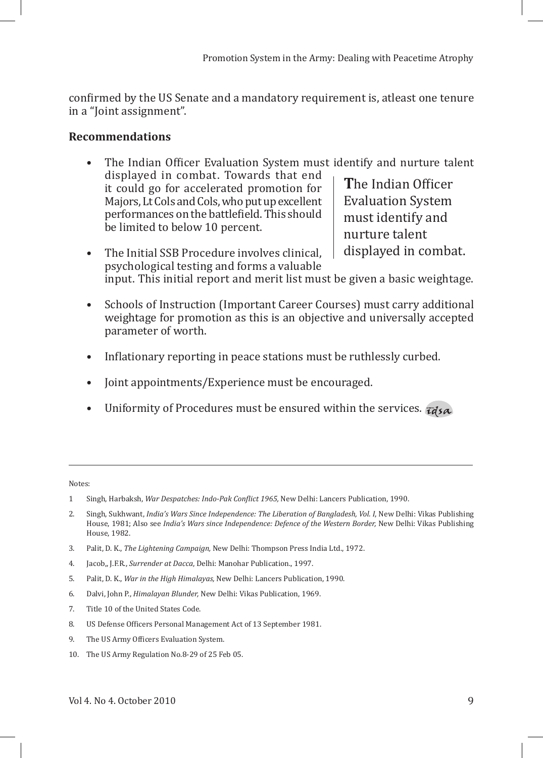confirmed by the US Senate and a mandatory requirement is, atleast one tenure in a "Joint assignment".

**Recommendations**

- The Indian Officer Evaluation System must identify and nurture talent displayed in combat. Towards that end it could go for accelerated promotion for Majors, Lt Cols and Cols, who put up excellent performances on the battlefield. This should be limited to below 10 percent.
- The Initial SSB Procedure involves clinical, psychological testing and forms a valuable input. This initial report and merit list must be given a basic weightage.
- Schools of Instruction (Important Career Courses) must carry additional weightage for promotion as this is an objective and universally accepted parameter of worth.
- Inflationary reporting in peace stations must be ruthlessly curbed.
- Joint appointments/Experience must be encouraged.
- Uniformity of Procedures must be ensured within the services.

> **The Indian Officer Evaluation System must identify and nurture talent displayed in combat.**

Notes:

1 Singh, Harbaksh, *War Despatches: Indo-Pak Conflict 1965,* New Delhi: Lancers Publication, 1990.

2. Singh, Sukhwant, *India's Wars Since Independence: The Liberation of Bangladesh, Vol. I*, New Delhi: Vikas Publishing House, 1981; Also see *India's Wars since Independence: Defence of the Western Border,* New Delhi: Vikas Publishing House, 1982.

3. Palit, D. K., *The Lightening Campaign,* New Delhi: Thompson Press India Ltd., 1972.

4. Jacob,, J.F.R., *Surrender at Dacca*, Delhi: Manohar Publication., 1997.

5. Palit, D. K., *War in the High Himalayas,* New Delhi: Lancers Publication, 1990.

6. Dalvi, John P., *Himalayan Blunder,* New Delhi: Vikas Publication, 1969.

7. Title 10 of the United States Code.

8. US Defense Officers Personal Management Act of 13 September 1981.

9. The US Army Officers Evaluation System.

10. The US Army Regulation No.8-29 of 25 Feb 05.